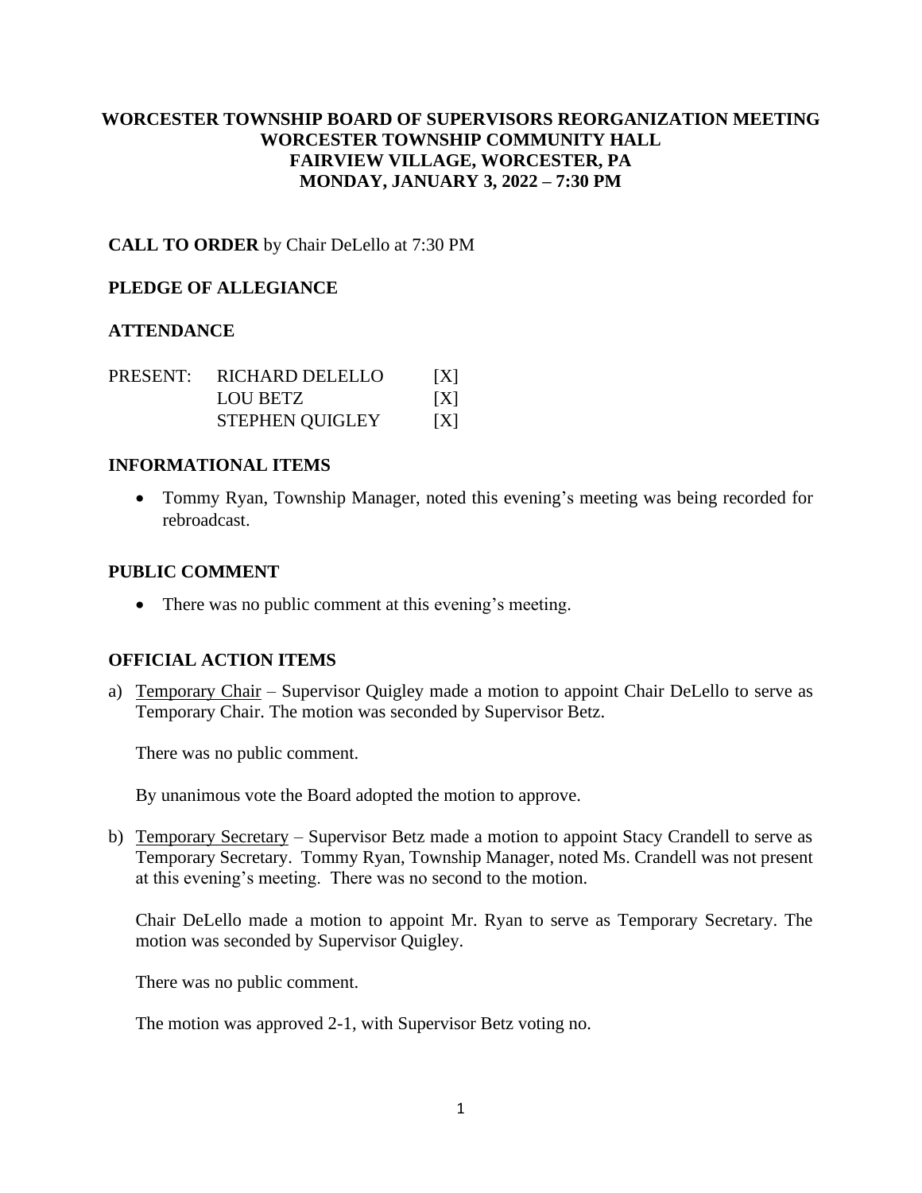**WORCESTER TOWNSHIP BOARD OF SUPERVISORS REORGANIZATION MEETING**
**WORCESTER TOWNSHIP COMMUNITY HALL**
**FAIRVIEW VILLAGE, WORCESTER, PA**
**MONDAY, JANUARY 3, 2022 – 7:30 PM**

**CALL TO ORDER** by Chair DeLello at 7:30 PM

## PLEDGE OF ALLEGIANCE

## ATTENDANCE

| PRESENT: | RICHARD DELELLO | [X] |
|---|---|---|
| | LOU BETZ | [X] |
| | STEPHEN QUIGLEY | [X] |

## INFORMATIONAL ITEMS

- Tommy Ryan, Township Manager, noted this evening's meeting was being recorded for rebroadcast.

## PUBLIC COMMENT

- There was no public comment at this evening's meeting.

## OFFICIAL ACTION ITEMS

a) Temporary Chair – Supervisor Quigley made a motion to appoint Chair DeLello to serve as Temporary Chair. The motion was seconded by Supervisor Betz.

   There was no public comment.

   By unanimous vote the Board adopted the motion to approve.

b) Temporary Secretary – Supervisor Betz made a motion to appoint Stacy Crandell to serve as Temporary Secretary. Tommy Ryan, Township Manager, noted Ms. Crandell was not present at this evening's meeting. There was no second to the motion.

   Chair DeLello made a motion to appoint Mr. Ryan to serve as Temporary Secretary. The motion was seconded by Supervisor Quigley.

   There was no public comment.

   The motion was approved 2-1, with Supervisor Betz voting no.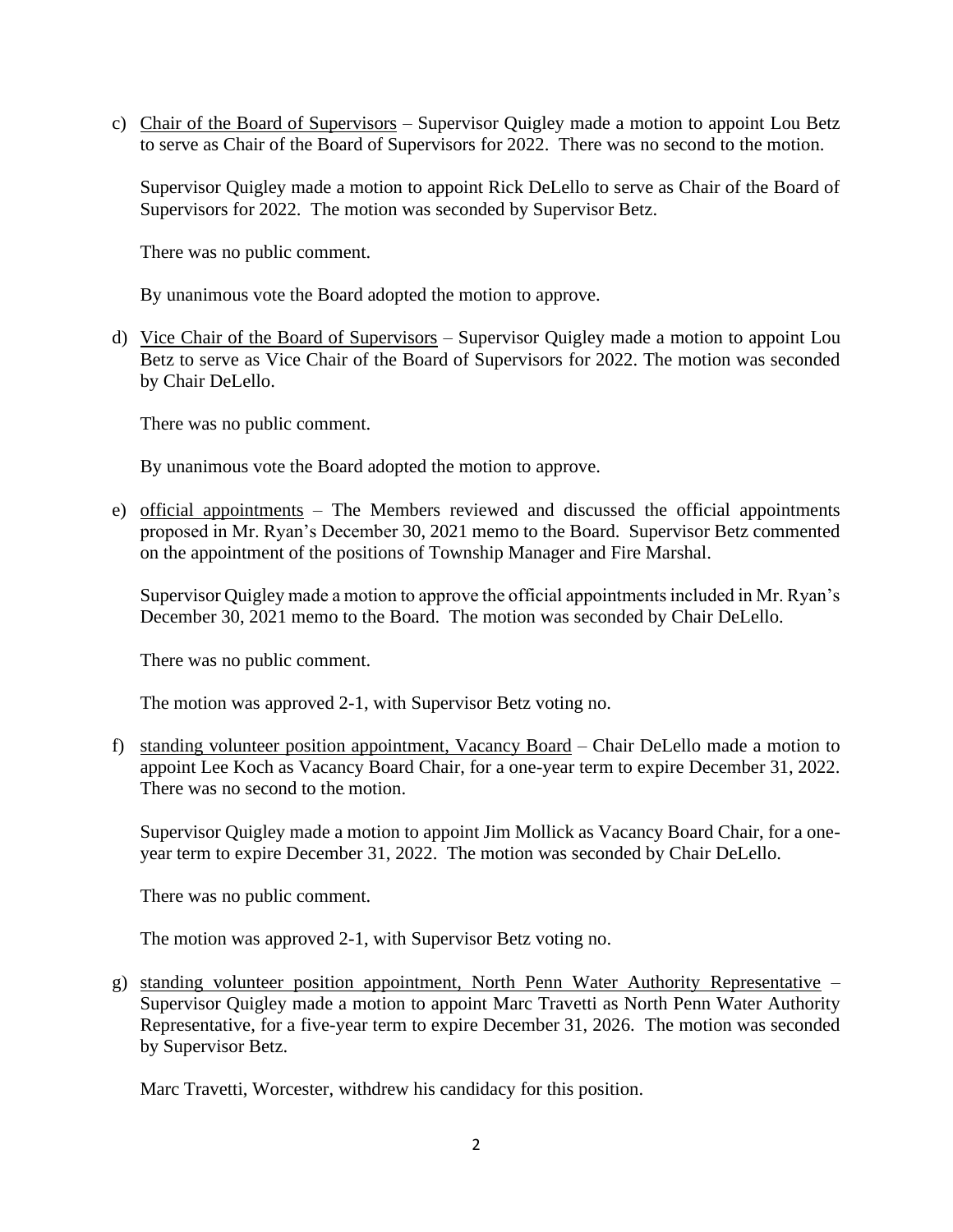c) Chair of the Board of Supervisors – Supervisor Quigley made a motion to appoint Lou Betz to serve as Chair of the Board of Supervisors for 2022. There was no second to the motion.

   Supervisor Quigley made a motion to appoint Rick DeLello to serve as Chair of the Board of Supervisors for 2022. The motion was seconded by Supervisor Betz.

   There was no public comment.

   By unanimous vote the Board adopted the motion to approve.

d) Vice Chair of the Board of Supervisors – Supervisor Quigley made a motion to appoint Lou Betz to serve as Vice Chair of the Board of Supervisors for 2022. The motion was seconded by Chair DeLello.

   There was no public comment.

   By unanimous vote the Board adopted the motion to approve.

e) official appointments – The Members reviewed and discussed the official appointments proposed in Mr. Ryan's December 30, 2021 memo to the Board. Supervisor Betz commented on the appointment of the positions of Township Manager and Fire Marshal.

   Supervisor Quigley made a motion to approve the official appointments included in Mr. Ryan's December 30, 2021 memo to the Board. The motion was seconded by Chair DeLello.

   There was no public comment.

   The motion was approved 2-1, with Supervisor Betz voting no.

f) standing volunteer position appointment, Vacancy Board – Chair DeLello made a motion to appoint Lee Koch as Vacancy Board Chair, for a one-year term to expire December 31, 2022. There was no second to the motion.

   Supervisor Quigley made a motion to appoint Jim Mollick as Vacancy Board Chair, for a one-year term to expire December 31, 2022. The motion was seconded by Chair DeLello.

   There was no public comment.

   The motion was approved 2-1, with Supervisor Betz voting no.

g) standing volunteer position appointment, North Penn Water Authority Representative – Supervisor Quigley made a motion to appoint Marc Travetti as North Penn Water Authority Representative, for a five-year term to expire December 31, 2026. The motion was seconded by Supervisor Betz.

   Marc Travetti, Worcester, withdrew his candidacy for this position.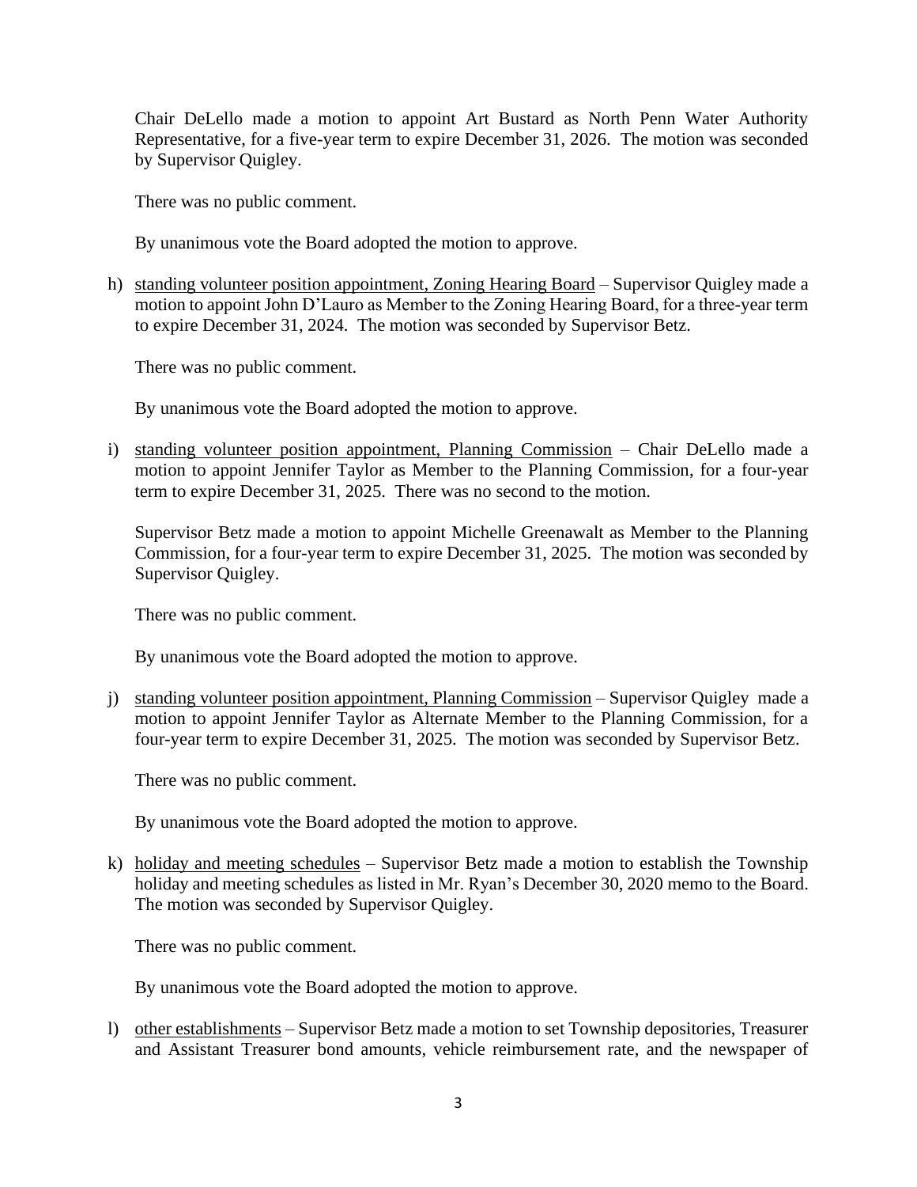Chair DeLello made a motion to appoint Art Bustard as North Penn Water Authority Representative, for a five-year term to expire December 31, 2026. The motion was seconded by Supervisor Quigley.

There was no public comment.

By unanimous vote the Board adopted the motion to approve.

h) <u>standing volunteer position appointment, Zoning Hearing Board</u> – Supervisor Quigley made a motion to appoint John D'Lauro as Member to the Zoning Hearing Board, for a three-year term to expire December 31, 2024. The motion was seconded by Supervisor Betz.

   There was no public comment.

   By unanimous vote the Board adopted the motion to approve.

i) <u>standing volunteer position appointment, Planning Commission</u> – Chair DeLello made a motion to appoint Jennifer Taylor as Member to the Planning Commission, for a four-year term to expire December 31, 2025. There was no second to the motion.

   Supervisor Betz made a motion to appoint Michelle Greenawalt as Member to the Planning Commission, for a four-year term to expire December 31, 2025. The motion was seconded by Supervisor Quigley.

   There was no public comment.

   By unanimous vote the Board adopted the motion to approve.

j) <u>standing volunteer position appointment, Planning Commission</u> – Supervisor Quigley made a motion to appoint Jennifer Taylor as Alternate Member to the Planning Commission, for a four-year term to expire December 31, 2025. The motion was seconded by Supervisor Betz.

   There was no public comment.

   By unanimous vote the Board adopted the motion to approve.

k) <u>holiday and meeting schedules</u> – Supervisor Betz made a motion to establish the Township holiday and meeting schedules as listed in Mr. Ryan's December 30, 2020 memo to the Board. The motion was seconded by Supervisor Quigley.

   There was no public comment.

   By unanimous vote the Board adopted the motion to approve.

l) <u>other establishments</u> – Supervisor Betz made a motion to set Township depositories, Treasurer and Assistant Treasurer bond amounts, vehicle reimbursement rate, and the newspaper of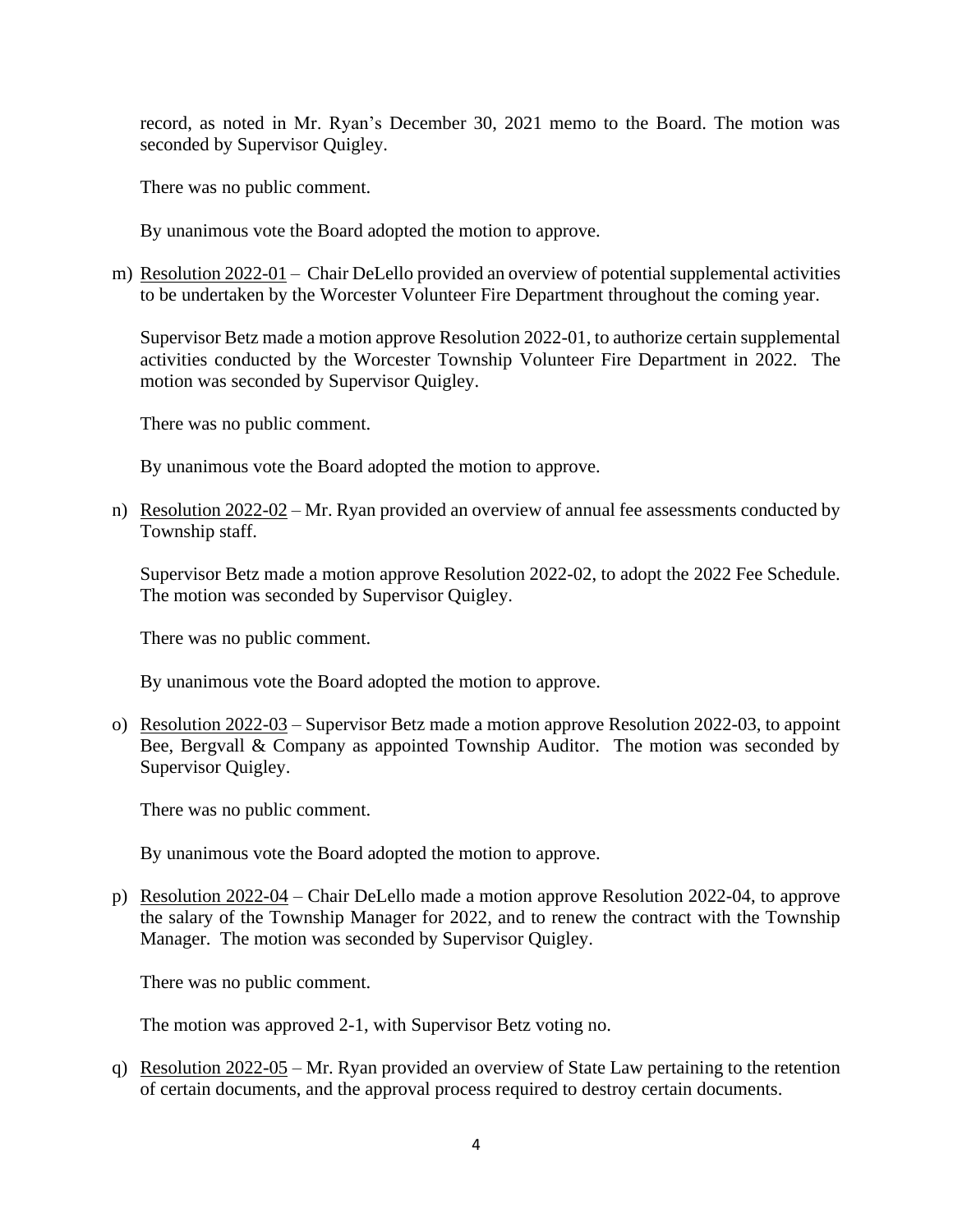record, as noted in Mr. Ryan's December 30, 2021 memo to the Board. The motion was seconded by Supervisor Quigley.

There was no public comment.

By unanimous vote the Board adopted the motion to approve.

m) Resolution 2022-01 – Chair DeLello provided an overview of potential supplemental activities to be undertaken by the Worcester Volunteer Fire Department throughout the coming year.

   Supervisor Betz made a motion approve Resolution 2022-01, to authorize certain supplemental activities conducted by the Worcester Township Volunteer Fire Department in 2022. The motion was seconded by Supervisor Quigley.

   There was no public comment.

   By unanimous vote the Board adopted the motion to approve.

n) Resolution 2022-02 – Mr. Ryan provided an overview of annual fee assessments conducted by Township staff.

   Supervisor Betz made a motion approve Resolution 2022-02, to adopt the 2022 Fee Schedule. The motion was seconded by Supervisor Quigley.

   There was no public comment.

   By unanimous vote the Board adopted the motion to approve.

o) Resolution 2022-03 – Supervisor Betz made a motion approve Resolution 2022-03, to appoint Bee, Bergvall & Company as appointed Township Auditor. The motion was seconded by Supervisor Quigley.

   There was no public comment.

   By unanimous vote the Board adopted the motion to approve.

p) Resolution 2022-04 – Chair DeLello made a motion approve Resolution 2022-04, to approve the salary of the Township Manager for 2022, and to renew the contract with the Township Manager. The motion was seconded by Supervisor Quigley.

   There was no public comment.

   The motion was approved 2-1, with Supervisor Betz voting no.

q) Resolution 2022-05 – Mr. Ryan provided an overview of State Law pertaining to the retention of certain documents, and the approval process required to destroy certain documents.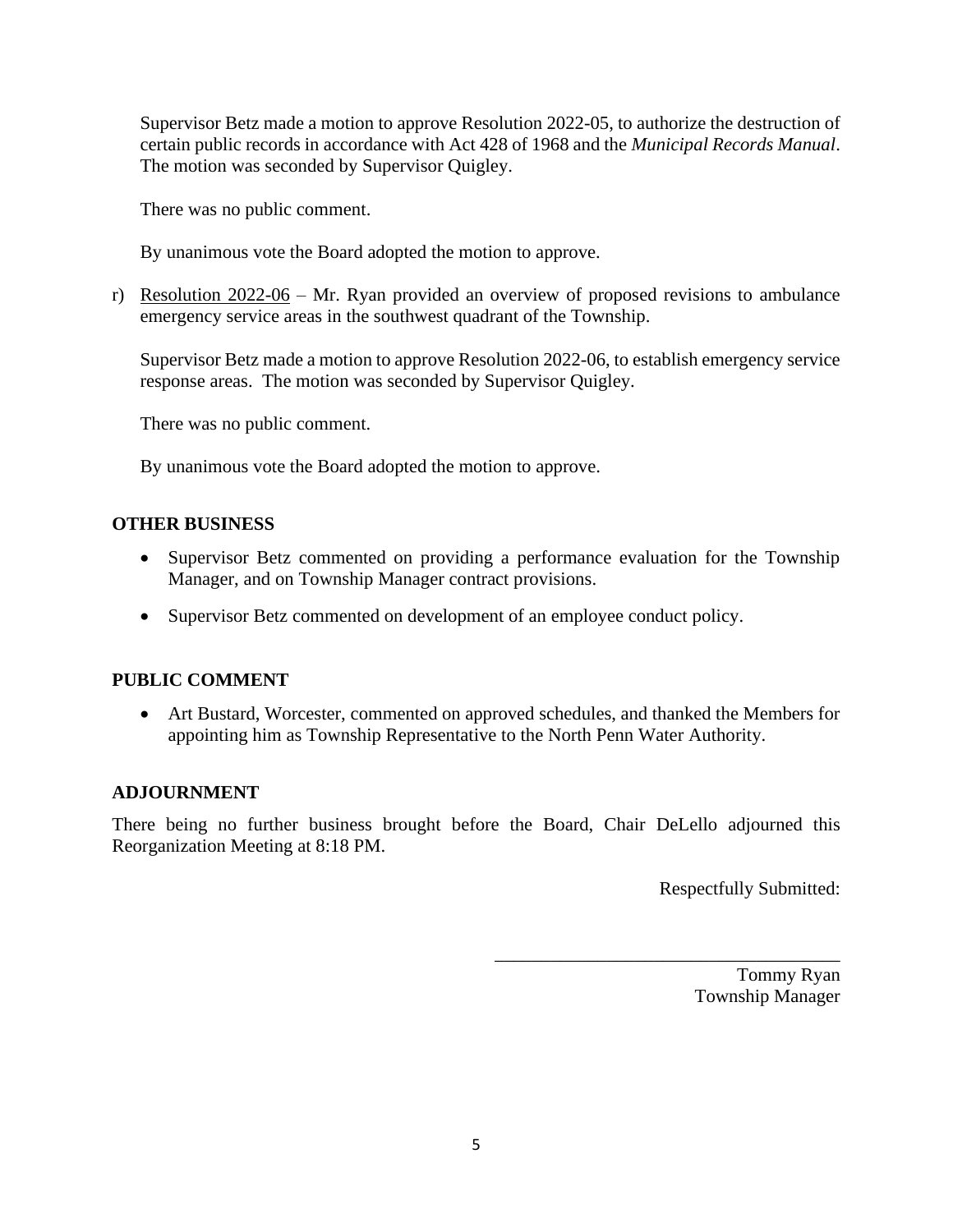Supervisor Betz made a motion to approve Resolution 2022-05, to authorize the destruction of certain public records in accordance with Act 428 of 1968 and the *Municipal Records Manual*. The motion was seconded by Supervisor Quigley.

There was no public comment.

By unanimous vote the Board adopted the motion to approve.

r) Resolution 2022-06 – Mr. Ryan provided an overview of proposed revisions to ambulance emergency service areas in the southwest quadrant of the Township.

Supervisor Betz made a motion to approve Resolution 2022-06, to establish emergency service response areas. The motion was seconded by Supervisor Quigley.

There was no public comment.

By unanimous vote the Board adopted the motion to approve.

## OTHER BUSINESS

- Supervisor Betz commented on providing a performance evaluation for the Township Manager, and on Township Manager contract provisions.
- Supervisor Betz commented on development of an employee conduct policy.

## PUBLIC COMMENT

- Art Bustard, Worcester, commented on approved schedules, and thanked the Members for appointing him as Township Representative to the North Penn Water Authority.

## ADJOURNMENT

There being no further business brought before the Board, Chair DeLello adjourned this Reorganization Meeting at 8:18 PM.

Respectfully Submitted:

\_\_\_\_\_\_\_\_\_\_\_\_\_\_\_\_\_\_\_\_\_\_\_\_\_\_\_\_\_\_\_\_\_\_\_\_\_\_

Tommy Ryan
Township Manager